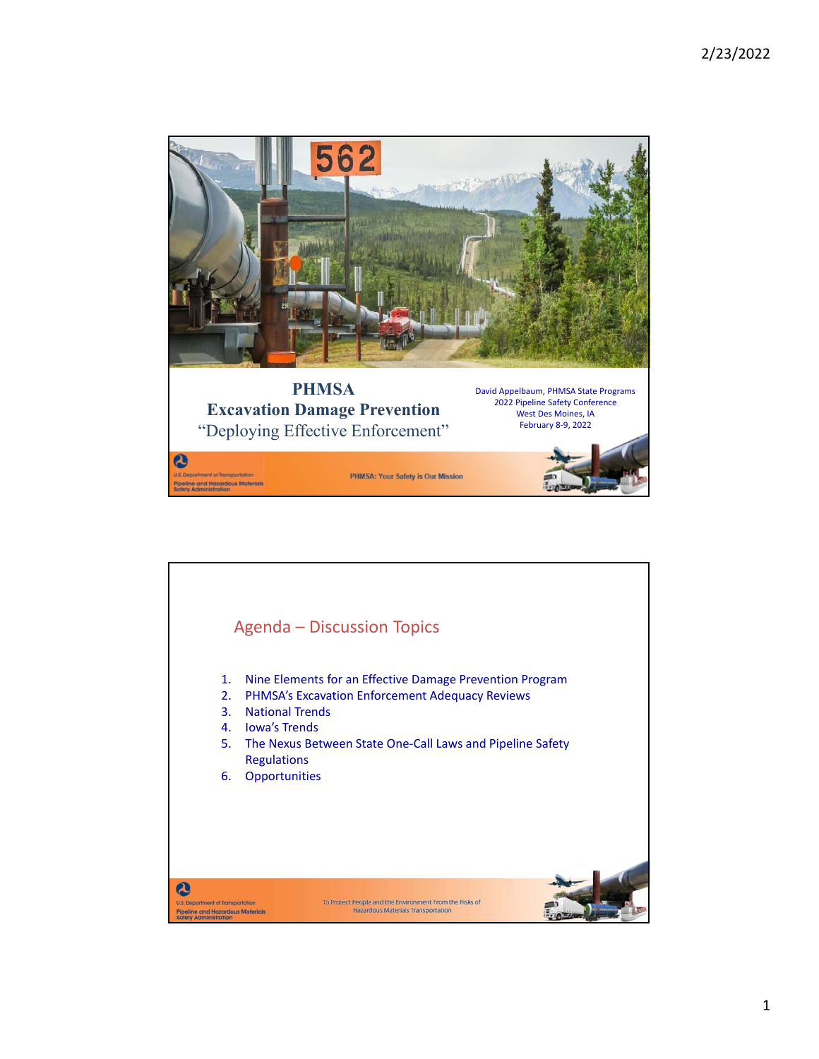# PHMSA Excavation Damage Prevention

"Deploying Effective Enforcement"

David Appelbaum, PHMSA State Programs
2022 Pipeline Safety Conference
West Des Moines, IA
February 8-9, 2022

PHMSA: Your Safety is Our Mission

## Agenda – Discussion Topics

1. Nine Elements for an Effective Damage Prevention Program
2. PHMSA's Excavation Enforcement Adequacy Reviews
3. National Trends
4. Iowa's Trends
5. The Nexus Between State One-Call Laws and Pipeline Safety Regulations
6. Opportunities

To Protect People and the Environment From the Risks of Hazardous Materials Transportation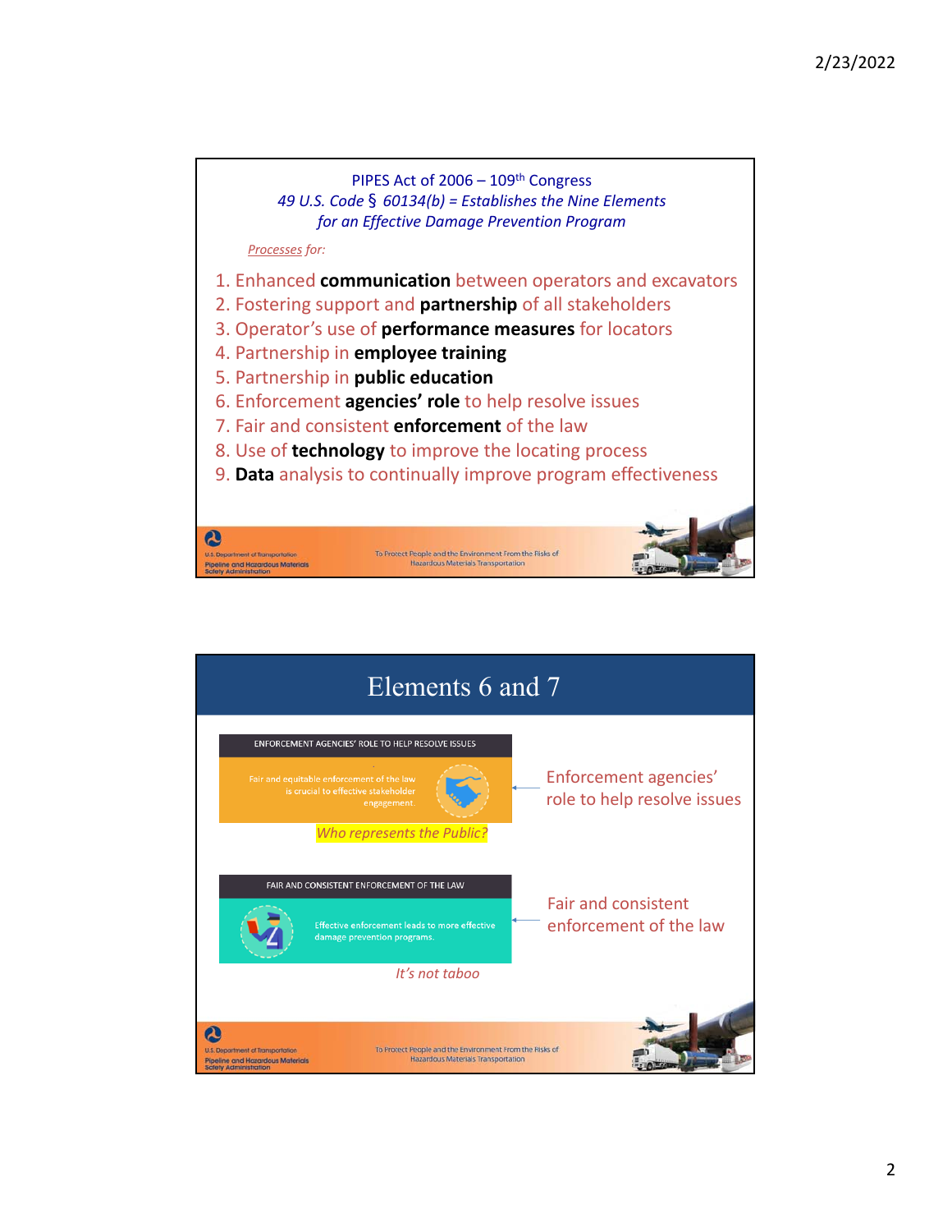PIPES Act of 2006 – 109th Congress

*49 U.S. Code § 60134(b) = Establishes the Nine Elements for an Effective Damage Prevention Program*

*Processes for:*

1. Enhanced **communication** between operators and excavators
2. Fostering support and **partnership** of all stakeholders
3. Operator's use of **performance measures** for locators
4. Partnership in **employee training**
5. Partnership in **public education**
6. Enforcement **agencies' role** to help resolve issues
7. Fair and consistent **enforcement** of the law
8. Use of **technology** to improve the locating process
9. **Data** analysis to continually improve program effectiveness

U.S. Department of Transportation
Pipeline and Hazardous Materials Safety Administration

To Protect People and the Environment From the Risks of Hazardous Materials Transportation

# Elements 6 and 7

**ENFORCEMENT AGENCIES' ROLE TO HELP RESOLVE ISSUES**

Fair and equitable enforcement of the law is crucial to effective stakeholder engagement.

*Who represents the Public?*

Enforcement agencies' role to help resolve issues

**FAIR AND CONSISTENT ENFORCEMENT OF THE LAW**

Effective enforcement leads to more effective damage prevention programs.

*It's not taboo*

Fair and consistent enforcement of the law

U.S. Department of Transportation
Pipeline and Hazardous Materials Safety Administration

To Protect People and the Environment From the Risks of Hazardous Materials Transportation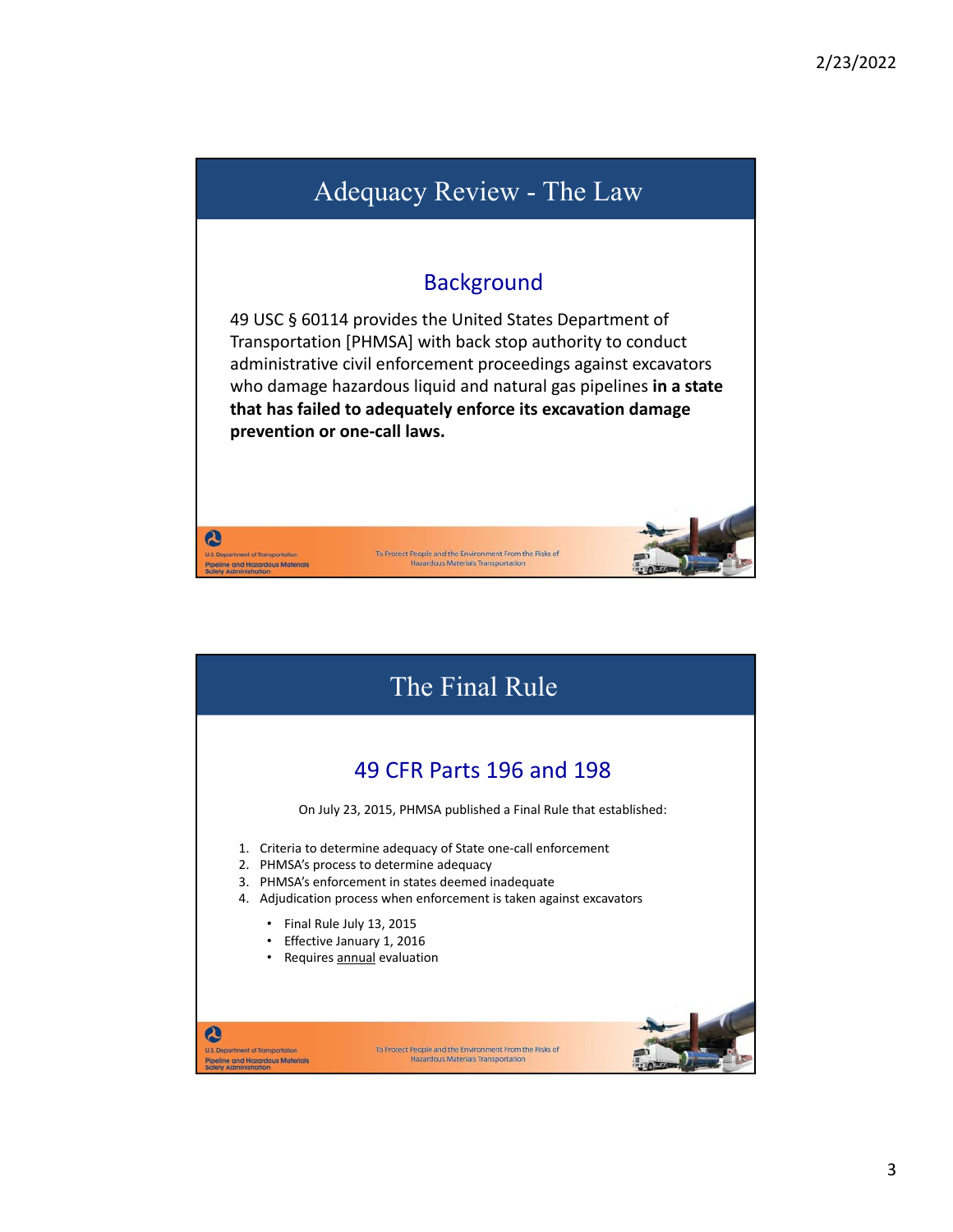# Adequacy Review - The Law

## Background

49 USC § 60114 provides the United States Department of Transportation [PHMSA] with back stop authority to conduct administrative civil enforcement proceedings against excavators who damage hazardous liquid and natural gas pipelines **in a state that has failed to adequately enforce its excavation damage prevention or one-call laws.**

# The Final Rule

## 49 CFR Parts 196 and 198

On July 23, 2015, PHMSA published a Final Rule that established:

1. Criteria to determine adequacy of State one-call enforcement
2. PHMSA's process to determine adequacy
3. PHMSA's enforcement in states deemed inadequate
4. Adjudication process when enforcement is taken against excavators

   - Final Rule July 13, 2015
   - Effective January 1, 2016
   - Requires annual evaluation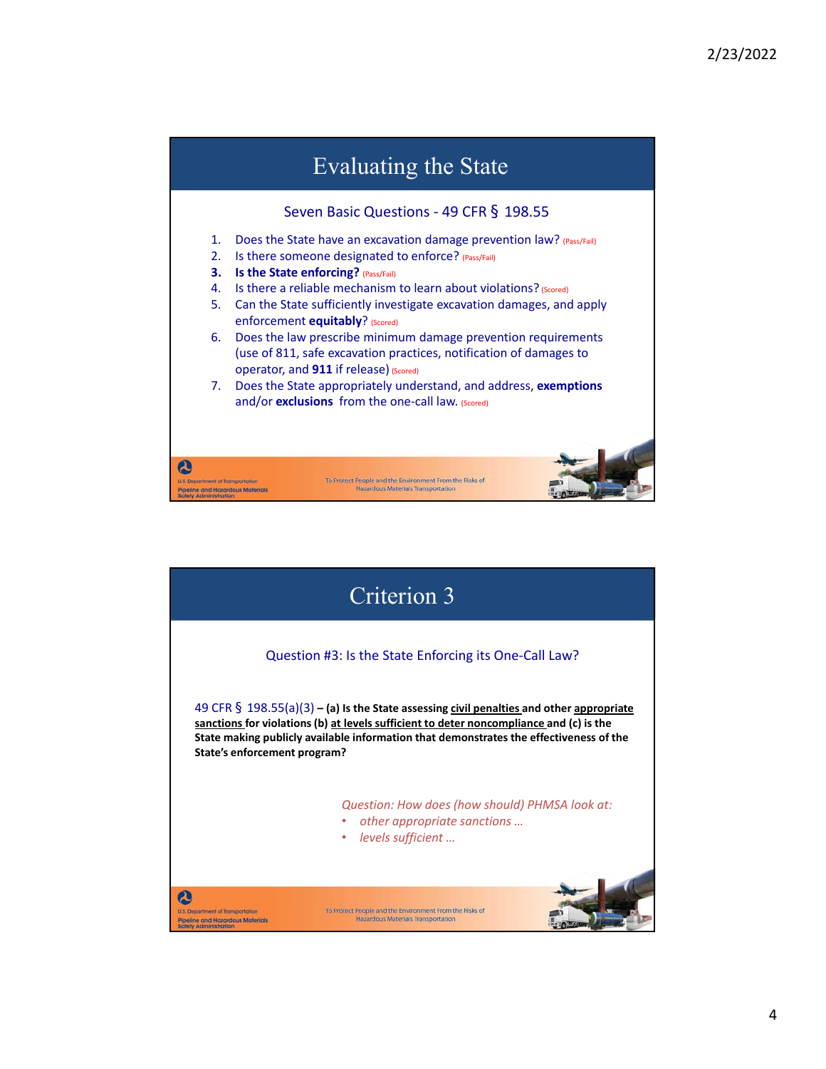# Evaluating the State

## Seven Basic Questions - 49 CFR § 198.55

1. Does the State have an excavation damage prevention law? (Pass/Fail)
2. Is there someone designated to enforce? (Pass/Fail)
3. **Is the State enforcing?** (Pass/Fail)
4. Is there a reliable mechanism to learn about violations? (Scored)
5. Can the State sufficiently investigate excavation damages, and apply enforcement **equitably**? (Scored)
6. Does the law prescribe minimum damage prevention requirements (use of 811, safe excavation practices, notification of damages to operator, and **911** if release) (Scored)
7. Does the State appropriately understand, and address, **exemptions** and/or **exclusions** from the one-call law. (Scored)

U.S. Department of Transportation
Pipeline and Hazardous Materials Safety Administration

To Protect People and the Environment From the Risks of Hazardous Materials Transportation

# Criterion 3

## Question #3: Is the State Enforcing its One-Call Law?

49 CFR § 198.55(a)(3) – **(a) Is the State assessing civil penalties and other appropriate sanctions for violations (b) at levels sufficient to deter noncompliance and (c) is the State making publicly available information that demonstrates the effectiveness of the State's enforcement program?**

*Question: How does (how should) PHMSA look at:*

- *other appropriate sanctions …*
- *levels sufficient …*

U.S. Department of Transportation
Pipeline and Hazardous Materials Safety Administration

To Protect People and the Environment From the Risks of Hazardous Materials Transportation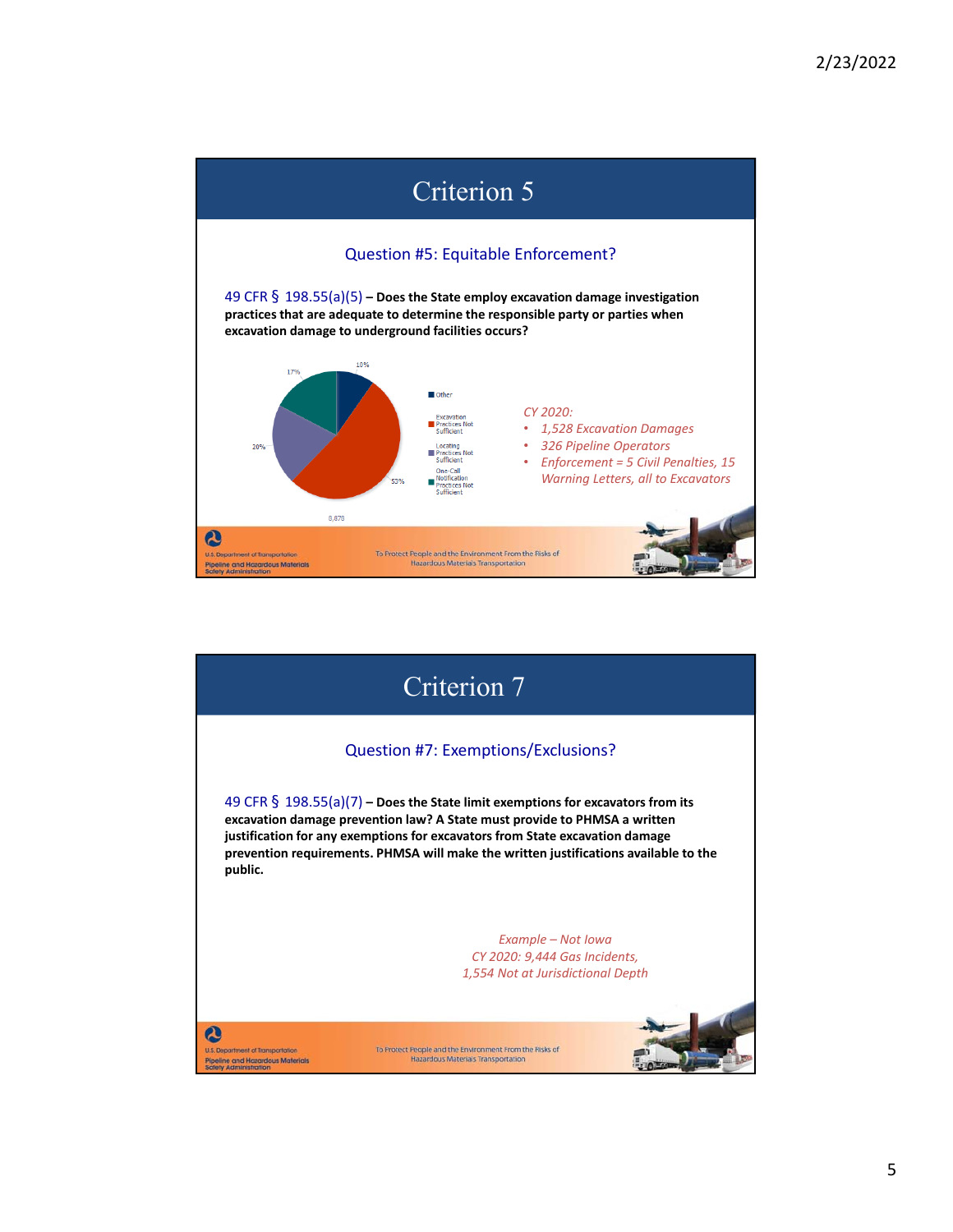# Criterion 5

## Question #5: Equitable Enforcement?

49 CFR § 198.55(a)(5) – **Does the State employ excavation damage investigation practices that are adequate to determine the responsible party or parties when excavation damage to underground facilities occurs?**

- Other: 10%
- Excavation Practices Not Sufficient: 53%
- Locating Practices Not Sufficient: 20%
- One-Call Notification Practices Not Sufficient: 17%

8,878

*CY 2020:*

- *1,528 Excavation Damages*
- *326 Pipeline Operators*
- *Enforcement = 5 Civil Penalties, 15 Warning Letters, all to Excavators*

# Criterion 7

## Question #7: Exemptions/Exclusions?

49 CFR § 198.55(a)(7) – **Does the State limit exemptions for excavators from its excavation damage prevention law? A State must provide to PHMSA a written justification for any exemptions for excavators from State excavation damage prevention requirements. PHMSA will make the written justifications available to the public.**

*Example – Not Iowa*
*CY 2020: 9,444 Gas Incidents,*
*1,554 Not at Jurisdictional Depth*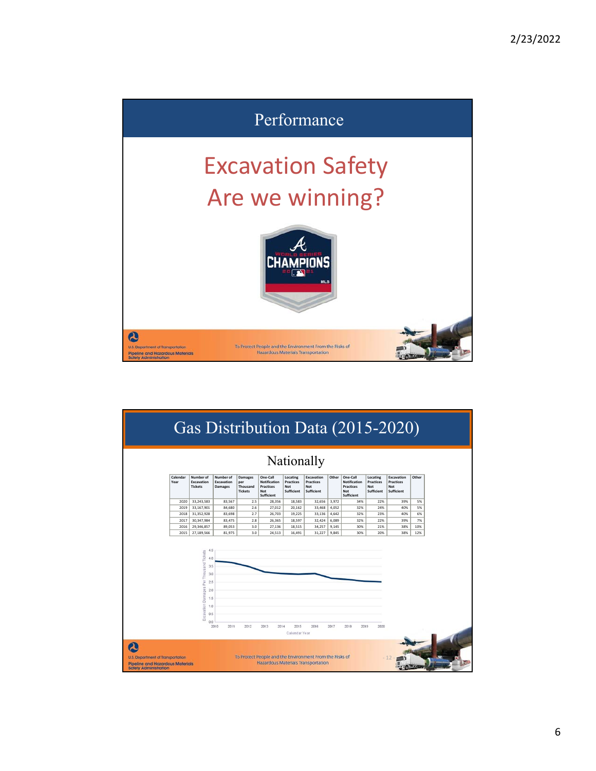## Performance

# Excavation Safety
# Are we winning?

WORLD SERIES CHAMPIONS 2021 MLB

To Protect People and the Environment From the Risks of Hazardous Materials Transportation

## Gas Distribution Data (2015-2020)

### Nationally

| Calendar Year | Number of Excavation Tickets | Number of Excavation Damages | Damages per Thousand Tickets | One-Call Notification Practices Not Sufficient | Locating Practices Not Sufficient | Excavation Practices Not Sufficient | Other | One-Call Notification Practices Not Sufficient | Locating Practices Not Sufficient | Excavation Practices Not Sufficient | Other |
|---|---|---|---|---|---|---|---|---|---|---|---|
| 2020 | 33,243,583 | 83,567 | 2.5 | 28,356 | 18,583 | 32,656 | 3,972 | 34% | 22% | 39% | 5% |
| 2019 | 33,167,901 | 84,680 | 2.6 | 27,012 | 20,162 | 33,468 | 4,052 | 32% | 24% | 40% | 5% |
| 2018 | 31,352,928 | 83,698 | 2.7 | 26,703 | 19,225 | 33,136 | 4,642 | 32% | 23% | 40% | 6% |
| 2017 | 30,347,984 | 83,475 | 2.8 | 26,365 | 18,597 | 32,424 | 6,089 | 32% | 22% | 39% | 7% |
| 2016 | 29,346,857 | 89,053 | 3.0 | 27,136 | 18,515 | 34,257 | 9,145 | 30% | 21% | 38% | 10% |
| 2015 | 27,189,566 | 81,975 | 3.0 | 24,513 | 16,491 | 31,227 | 9,845 | 30% | 20% | 38% | 12% |

Excavation Damages Per Thousand Tickets (y-axis, 0.0–4.5) vs. Calendar Year (x-axis, 2010–2020)

To Protect People and the Environment From the Risks of Hazardous Materials Transportation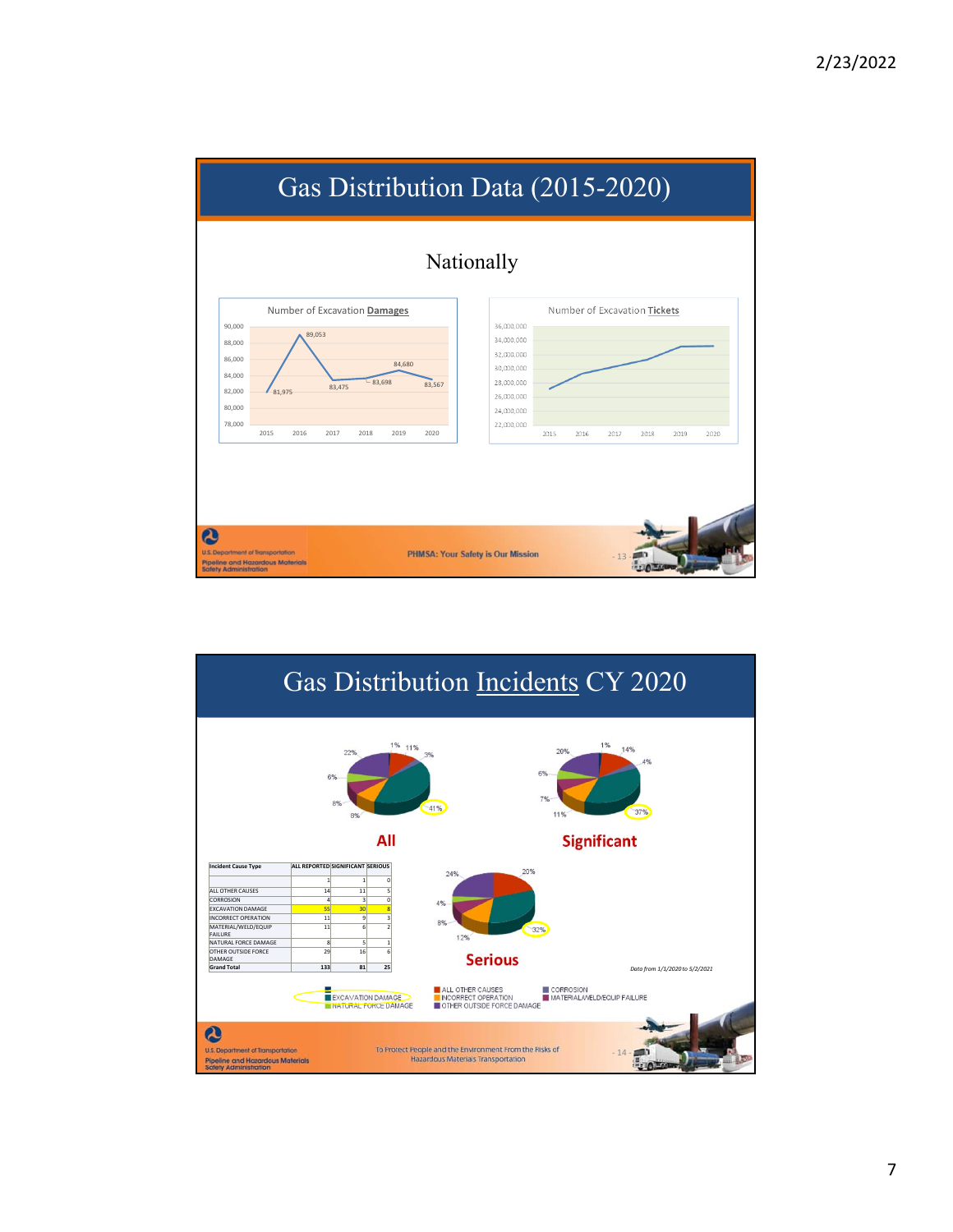# Gas Distribution Data (2015-2020)

## Nationally

Number of Excavation **Damages**

| Year | Damages |
|---|---|
| 2015 | 81,975 |
| 2016 | 89,053 |
| 2017 | 83,475 |
| 2018 | 83,698 |
| 2019 | 84,680 |
| 2020 | 83,567 |

Number of Excavation **Tickets**

PHMSA: Your Safety is Our Mission

# Gas Distribution Incidents CY 2020

**All** — 41%, 22%, 1%, 11%, 3%, 6%, 8%, 8%

**Significant** — 37%, 20%, 1%, 14%, 4%, 6%, 7%, 11%

**Serious** — 32%, 24%, 20%, 4%, 8%, 12%

| Incident Cause Type | ALL REPORTED | SIGNIFICANT | SERIOUS |
|---|---|---|---|
| | 1 | 1 | 0 |
| ALL OTHER CAUSES | 14 | 11 | 5 |
| CORROSION | 4 | 3 | 0 |
| EXCAVATION DAMAGE | 55 | 30 | 8 |
| INCORRECT OPERATION | 11 | 9 | 3 |
| MATERIAL/WELD/EQUIP FAILURE | 11 | 6 | 2 |
| NATURAL FORCE DAMAGE | 8 | 5 | 1 |
| OTHER OUTSIDE FORCE DAMAGE | 29 | 16 | 6 |
| Grand Total | 133 | 81 | 25 |

*Data from 1/1/2020 to 5/2/2021*

Legend: EXCAVATION DAMAGE; NATURAL FORCE DAMAGE; ALL OTHER CAUSES; INCORRECT OPERATION; OTHER OUTSIDE FORCE DAMAGE; CORROSION; MATERIAL/WELD/EQUIP FAILURE

To Protect People and the Environment From the Risks of Hazardous Materials Transportation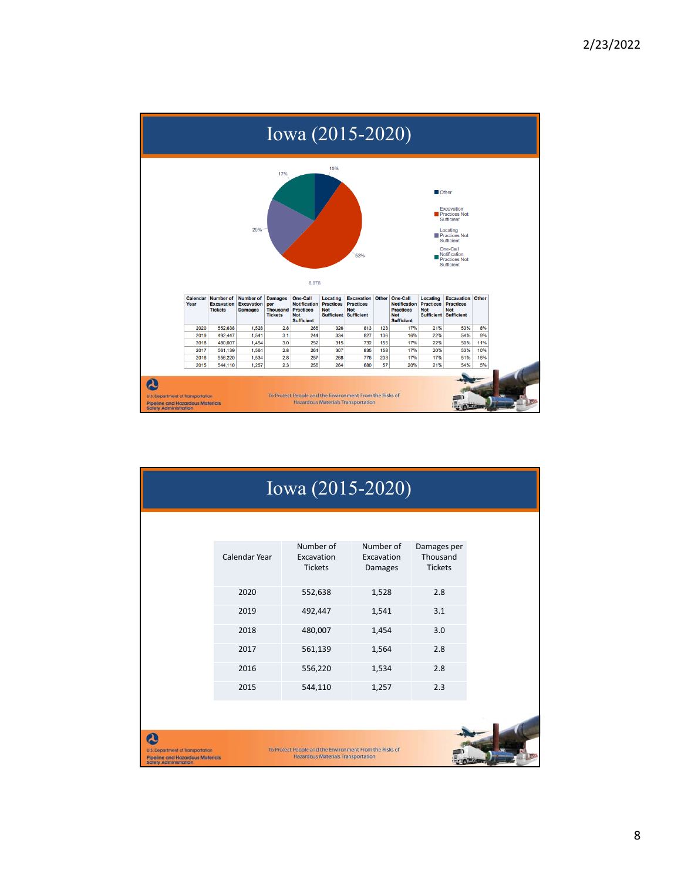# Iowa (2015-2020)

| Calendar Year | Number of Excavation Tickets | Number of Excavation Damages | Damages per Thousand Tickets | One-Call Notification Practices Not Sufficient | Locating Practices Not Sufficient | Excavation Practices Not Sufficient | Other | One-Call Notification Practices Not Sufficient | Locating Practices Not Sufficient | Excavation Practices Not Sufficient | Other |
|---|---|---|---|---|---|---|---|---|---|---|---|
| 2020 | 552,638 | 1,528 | 2.8 | 266 | 326 | 813 | 123 | 17% | 21% | 53% | 8% |
| 2019 | 492,447 | 1,541 | 3.1 | 244 | 334 | 827 | 136 | 16% | 22% | 54% | 9% |
| 2018 | 480,007 | 1,454 | 3.0 | 252 | 315 | 732 | 155 | 17% | 22% | 50% | 11% |
| 2017 | 561,139 | 1,564 | 2.8 | 264 | 307 | 835 | 158 | 17% | 20% | 53% | 10% |
| 2016 | 556,220 | 1,534 | 2.8 | 257 | 268 | 776 | 233 | 17% | 17% | 51% | 15% |
| 2015 | 544,110 | 1,257 | 2.3 | 256 | 264 | 680 | 57 | 20% | 21% | 54% | 5% |

# Iowa (2015-2020)

| Calendar Year | Number of Excavation Tickets | Number of Excavation Damages | Damages per Thousand Tickets |
|---|---|---|---|
| 2020 | 552,638 | 1,528 | 2.8 |
| 2019 | 492,447 | 1,541 | 3.1 |
| 2018 | 480,007 | 1,454 | 3.0 |
| 2017 | 561,139 | 1,564 | 2.8 |
| 2016 | 556,220 | 1,534 | 2.8 |
| 2015 | 544,110 | 1,257 | 2.3 |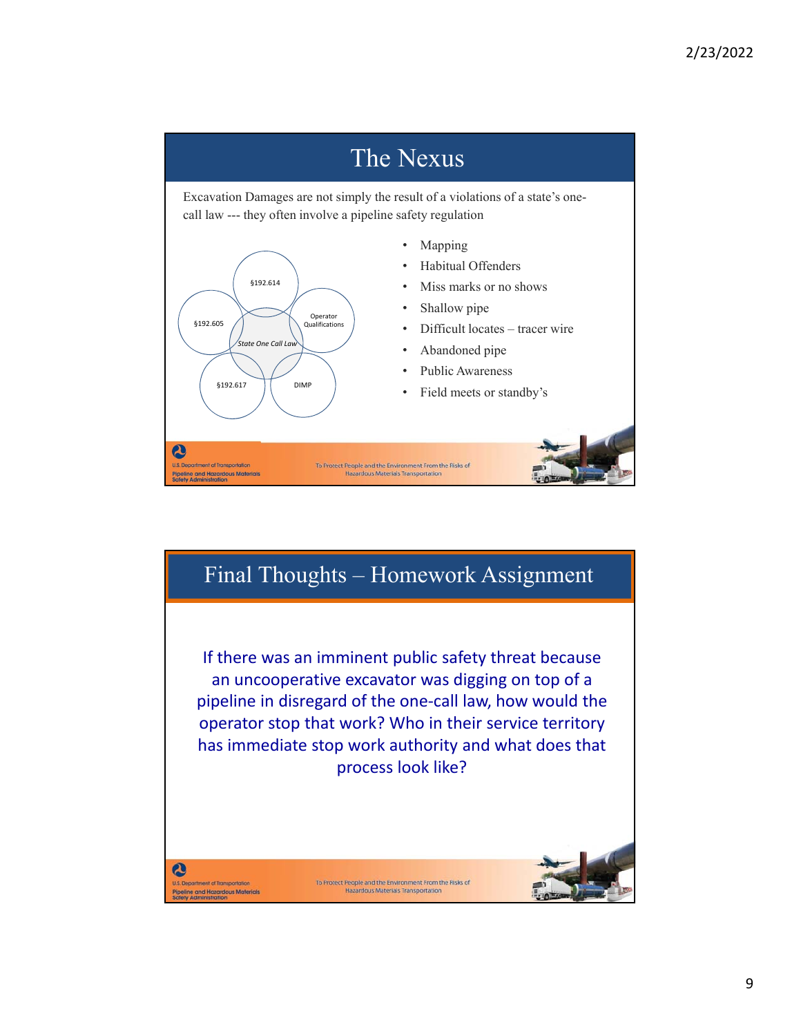## The Nexus

Excavation Damages are not simply the result of a violations of a state's one-call law --- they often involve a pipeline safety regulation

§192.614

§192.605

Operator Qualifications

State One Call Law

§192.617

DIMP

- Mapping
- Habitual Offenders
- Miss marks or no shows
- Shallow pipe
- Difficult locates – tracer wire
- Abandoned pipe
- Public Awareness
- Field meets or standby's

## Final Thoughts – Homework Assignment

If there was an imminent public safety threat because an uncooperative excavator was digging on top of a pipeline in disregard of the one-call law, how would the operator stop that work? Who in their service territory has immediate stop work authority and what does that process look like?